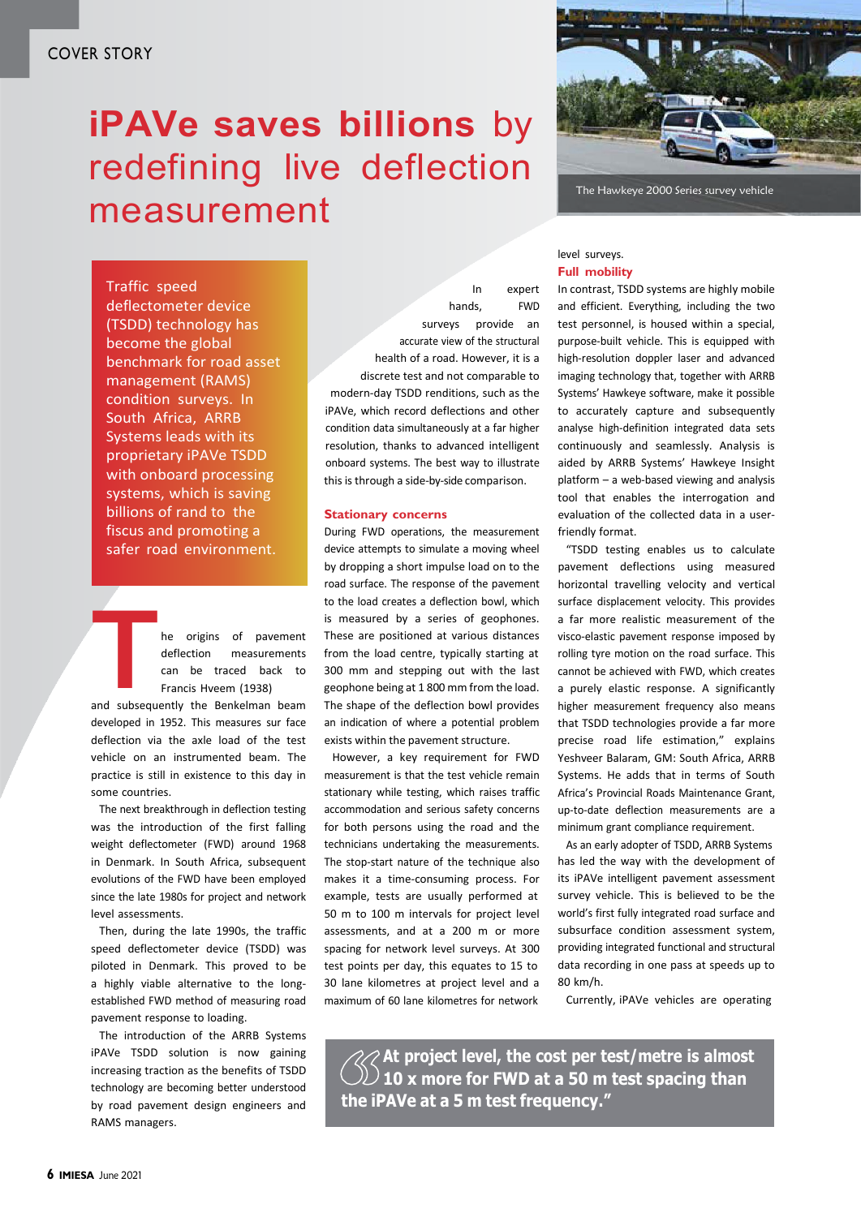COVER STORY

# iPAVe saves billions by redefining live deflection measurement

The Hawkeye 2000 Series survey vehicle

**Traffic speed deflectometer device (TSDD) technology has become the global benchmark for road asset management (RAMS) condition surveys. In South Africa, ARRB Systems leads with its proprietary iPAVe TSDD with onboard processing systems, which is saving billions of rand to the fiscus and promoting a safer road environment.**

The origins of pavement deflection measurements can be traced back to Francis Hveem (1938) and subsequently the Benkelman beam developed in 1952. This measures sur face deflection via the axle load of the test vehicle on an instrumented beam. The practice is still in existence to this day in some countries.

The next breakthrough in deflection testing was the introduction of the first falling weight deflectometer (FWD) around 1968 in Denmark. In South Africa, subsequent evolutions of the FWD have been employed since the late 1980s for project and network level assessments.

Then, during the late 1990s, the traffic speed deflectometer device (TSDD) was piloted in Denmark. This proved to be a highly viable alternative to the long-established FWD method of measuring road pavement response to loading.

The introduction of the ARRB Systems iPAVe TSDD solution is now gaining increasing traction as the benefits of TSDD technology are becoming better understood by road pavement design engineers and RAMS managers.

In expert hands, FWD surveys provide an accurate view of the structural health of a road. However, it is a discrete test and not comparable to modern-day TSDD renditions, such as the iPAVe, which record deflections and other condition data simultaneously at a far higher resolution, thanks to advanced intelligent onboard systems. The best way to illustrate this is through a side-by-side comparison.

## Stationary concerns

During FWD operations, the measurement device attempts to simulate a moving wheel by dropping a short impulse load on to the road surface. The response of the pavement to the load creates a deflection bowl, which is measured by a series of geophones. These are positioned at various distances from the load centre, typically starting at 300 mm and stepping out with the last geophone being at 1 800 mm from the load. The shape of the deflection bowl provides an indication of where a potential problem exists within the pavement structure.

However, a key requirement for FWD measurement is that the test vehicle remain stationary while testing, which raises traffic accommodation and serious safety concerns for both persons using the road and the technicians undertaking the measurements. The stop-start nature of the technique also makes it a time-consuming process. For example, tests are usually performed at 50 m to 100 m intervals for project level assessments, and at a 200 m or more spacing for network level surveys. At 300 test points per day, this equates to 15 to 30 lane kilometres at project level and a maximum of 60 lane kilometres for network level surveys.

## Full mobility

In contrast, TSDD systems are highly mobile and efficient. Everything, including the two test personnel, is housed within a special, purpose-built vehicle. This is equipped with high-resolution doppler laser and advanced imaging technology that, together with ARRB Systems' Hawkeye software, make it possible to accurately capture and subsequently analyse high-definition integrated data sets continuously and seamlessly. Analysis is aided by ARRB Systems' Hawkeye Insight platform – a web-based viewing and analysis tool that enables the interrogation and evaluation of the collected data in a user-friendly format.

"TSDD testing enables us to calculate pavement deflections using measured horizontal travelling velocity and vertical surface displacement velocity. This provides a far more realistic measurement of the visco-elastic pavement response imposed by rolling tyre motion on the road surface. This cannot be achieved with FWD, which creates a purely elastic response. A significantly higher measurement frequency also means that TSDD technologies provide a far more precise road life estimation," explains Yeshveer Balaram, GM: South Africa, ARRB Systems. He adds that in terms of South Africa's Provincial Roads Maintenance Grant, up-to-date deflection measurements are a minimum grant compliance requirement.

As an early adopter of TSDD, ARRB Systems has led the way with the development of its iPAVe intelligent pavement assessment survey vehicle. This is believed to be the world's first fully integrated road surface and subsurface condition assessment system, providing integrated functional and structural data recording in one pass at speeds up to 80 km/h.

Currently, iPAVe vehicles are operating

> **At project level, the cost per test/metre is almost 10 x more for FWD at a 50 m test spacing than the iPAVe at a 5 m test frequency."**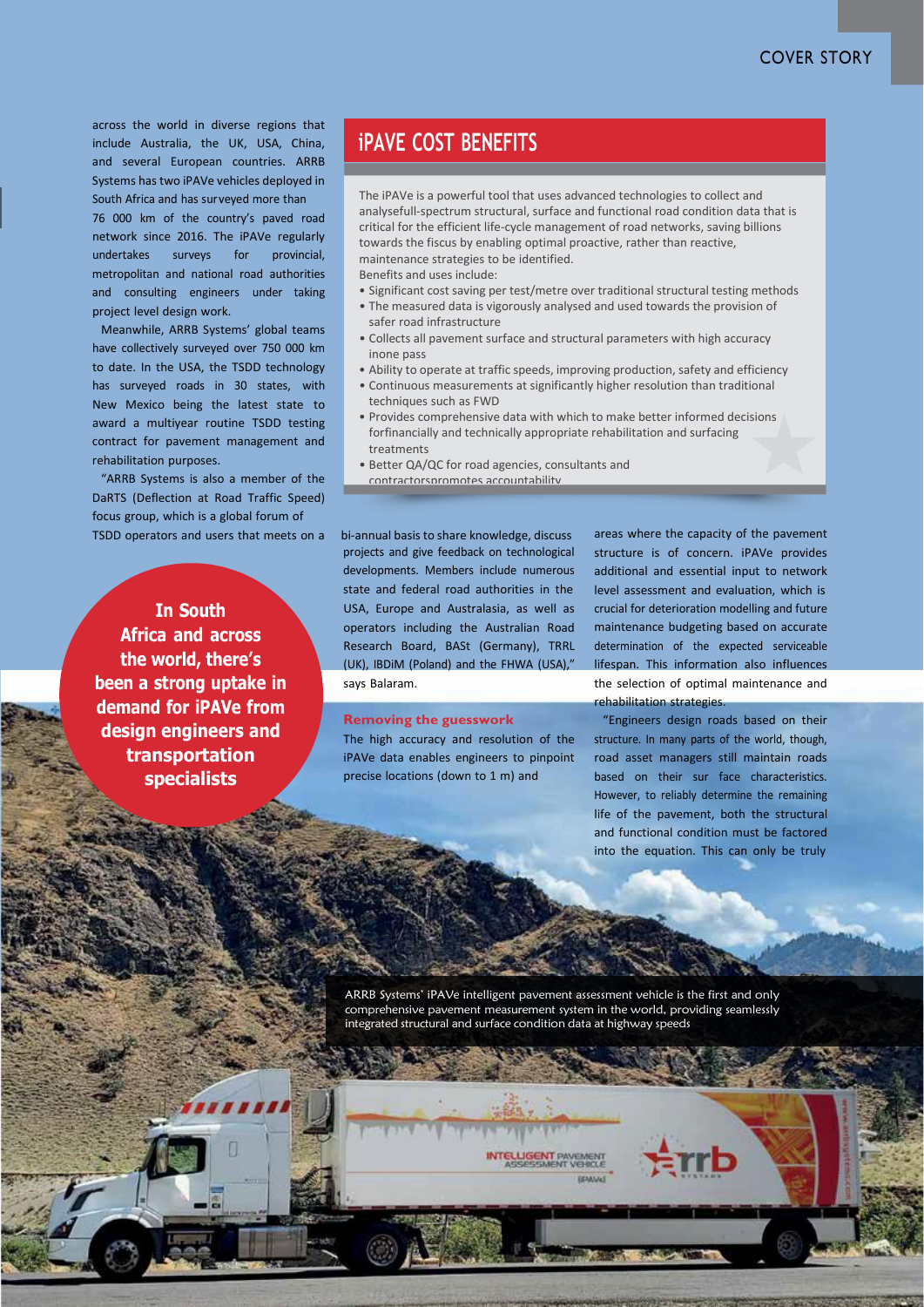across the world in diverse regions that include Australia, the UK, USA, China, and several European countries. ARRB Systems has two iPAVe vehicles deployed in South Africa and has surveyed more than 76 000 km of the country's paved road network since 2016. The iPAVe regularly undertakes surveys for provincial, metropolitan and national road authorities and consulting engineers under taking project level design work.

Meanwhile, ARRB Systems' global teams have collectively surveyed over 750 000 km to date. In the USA, the TSDD technology has surveyed roads in 30 states, with New Mexico being the latest state to award a multiyear routine TSDD testing contract for pavement management and rehabilitation purposes.

"ARRB Systems is also a member of the DaRTS (Deflection at Road Traffic Speed) focus group, which is a global forum of TSDD operators and users that meets on a bi-annual basis to share knowledge, discuss projects and give feedback on technological developments. Members include numerous state and federal road authorities in the USA, Europe and Australasia, as well as operators including the Australian Road Research Board, BASt (Germany), TRRL (UK), IBDiM (Poland) and the FHWA (USA)," says Balaram.

**In South Africa and across the world, there's been a strong uptake in demand for iPAVe from design engineers and transportation specialists**

## iPAVE COST BENEFITS

The iPAVe is a powerful tool that uses advanced technologies to collect and analysefull-spectrum structural, surface and functional road condition data that is critical for the efficient life-cycle management of road networks, saving billions towards the fiscus by enabling optimal proactive, rather than reactive, maintenance strategies to be identified.

Benefits and uses include:

- Significant cost saving per test/metre over traditional structural testing methods
- The measured data is vigorously analysed and used towards the provision of safer road infrastructure
- Collects all pavement surface and structural parameters with high accuracy inone pass
- Ability to operate at traffic speeds, improving production, safety and efficiency
- Continuous measurements at significantly higher resolution than traditional techniques such as FWD
- Provides comprehensive data with which to make better informed decisions forfinancially and technically appropriate rehabilitation and surfacing treatments
- Better QA/QC for road agencies, consultants and contractorspromotes accountability

### Removing the guesswork

The high accuracy and resolution of the iPAVe data enables engineers to pinpoint precise locations (down to 1 m) and areas where the capacity of the pavement structure is of concern. iPAVe provides additional and essential input to network level assessment and evaluation, which is crucial for deterioration modelling and future maintenance budgeting based on accurate determination of the expected serviceable lifespan. This information also influences the selection of optimal maintenance and rehabilitation strategies.

"Engineers design roads based on their structure. In many parts of the world, though, road asset managers still maintain roads based on their sur face characteristics. However, to reliably determine the remaining life of the pavement, both the structural and functional condition must be factored into the equation. This can only be truly

ARRB Systems' iPAVe intelligent pavement assessment vehicle is the first and only comprehensive pavement measurement system in the world, providing seamlessly integrated structural and surface condition data at highway speeds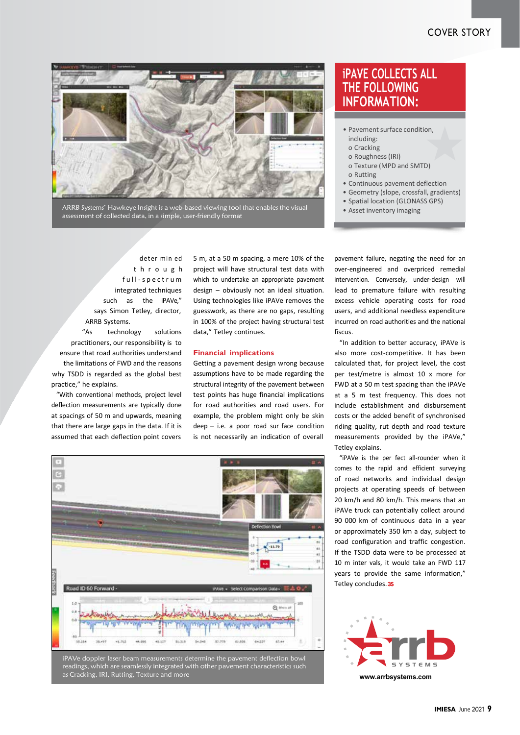ARRB Systems' Hawkeye Insight is a web-based viewing tool that enables the visual assessment of collected data, in a simple, user-friendly format

## iPAVE COLLECTS ALL THE FOLLOWING INFORMATION:

- Pavement surface condition, including:
  - Cracking
  - Roughness (IRI)
  - Texture (MPD and SMTD)
  - Rutting
- Continuous pavement deflection
- Geometry (slope, crossfall, gradients)
- Spatial location (GLONASS GPS)
- Asset inventory imaging

determined through full-spectrum integrated techniques such as the iPAVe," says Simon Tetley, director, ARRB Systems.

"As technology solutions practitioners, our responsibility is to ensure that road authorities understand the limitations of FWD and the reasons why TSDD is regarded as the global best practice," he explains.

"With conventional methods, project level deflection measurements are typically done at spacings of 50 m and upwards, meaning that there are large gaps in the data. If it is assumed that each deflection point covers 5 m, at a 50 m spacing, a mere 10% of the project will have structural test data with which to undertake an appropriate pavement design – obviously not an ideal situation. Using technologies like iPAVe removes the guesswork, as there are no gaps, resulting in 100% of the project having structural test data," Tetley continues.

### Financial implications

Getting a pavement design wrong because assumptions have to be made regarding the structural integrity of the pavement between test points has huge financial implications for road authorities and road users. For example, the problem might only be skin deep – i.e. a poor road surface condition is not necessarily an indication of overall pavement failure, negating the need for an over-engineered and overpriced remedial intervention. Conversely, under-design will lead to premature failure with resulting excess vehicle operating costs for road users, and additional needless expenditure incurred on road authorities and the national fiscus.

"In addition to better accuracy, iPAVe is also more cost-competitive. It has been calculated that, for project level, the cost per test/metre is almost 10 x more for FWD at a 50 m test spacing than the iPAVe at a 5 m test frequency. This does not include establishment and disbursement costs or the added benefit of synchronised riding quality, rut depth and road texture measurements provided by the iPAVe," Tetley explains.

"iPAVe is the perfect all-rounder when it comes to the rapid and efficient surveying of road networks and individual design projects at operating speeds of between 20 km/h and 80 km/h. This means that an iPAVe truck can potentially collect around 90 000 km of continuous data in a year or approximately 350 km a day, subject to road configuration and traffic congestion. If the TSDD data were to be processed at 10 m intervals, it would take an FWD 117 years to provide the same information," Tetley concludes. 3S

iPAVe doppler laser beam measurements determine the pavement deflection bowl readings, which are seamlessly integrated with other pavement characteristics such as Cracking, IRI, Rutting, Texture and more

arrb SYSTEMS

www.arrbsystems.com